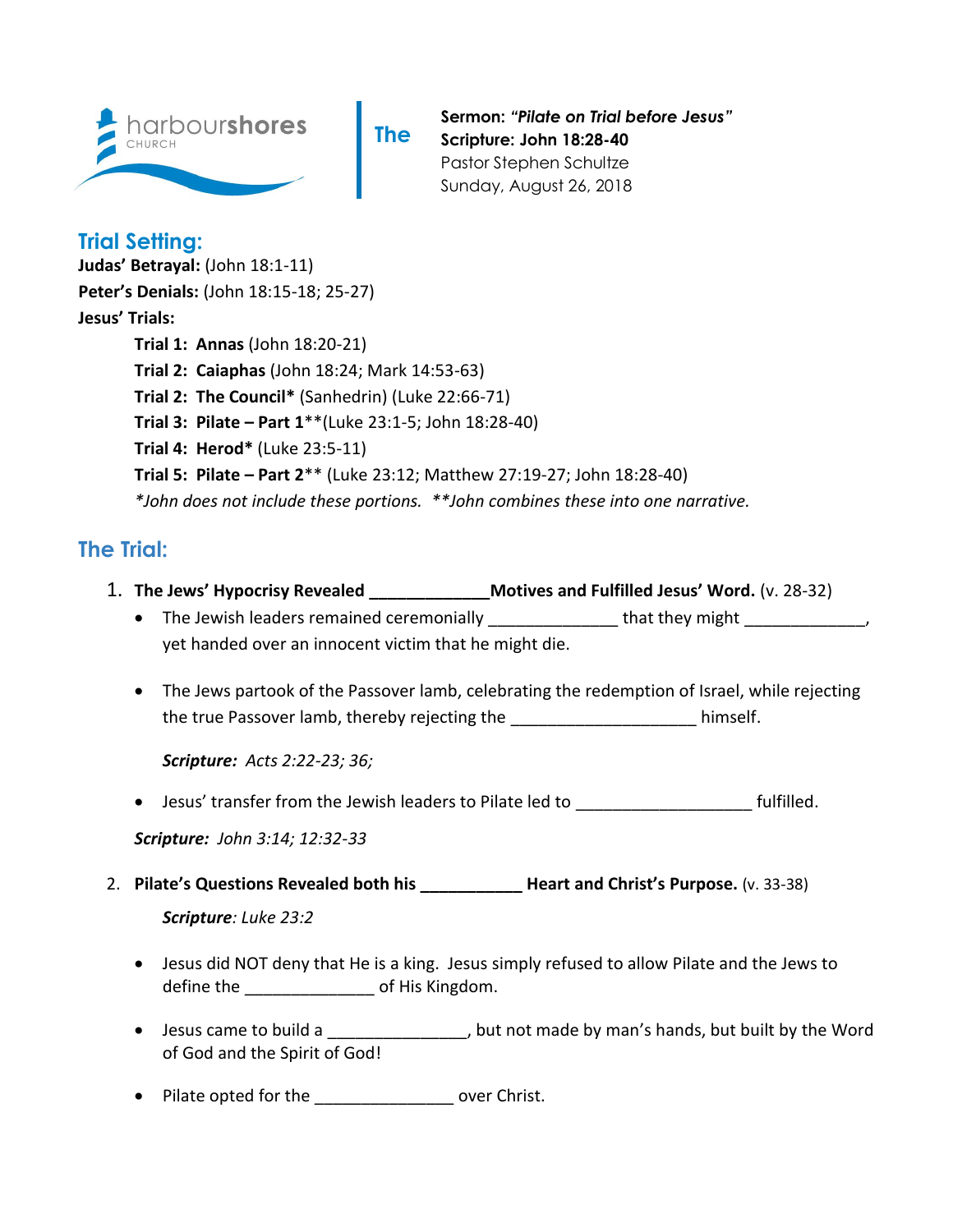harbourshores CHURCH

**The**

**Sermon: *"Pilate on Trial before Jesus"***
**Scripture: John 18:28-40**
Pastor Stephen Schultze
Sunday, August 26, 2018

## Trial Setting:

**Judas' Betrayal:** (John 18:1-11)
**Peter's Denials:** (John 18:15-18; 25-27)
**Jesus' Trials:**

- **Trial 1: Annas** (John 18:20-21)
- **Trial 2: Caiaphas** (John 18:24; Mark 14:53-63)
- **Trial 2: The Council*** (Sanhedrin) (Luke 22:66-71)
- **Trial 3: Pilate – Part 1****(Luke 23:1-5; John 18:28-40)
- **Trial 4: Herod*** (Luke 23:5-11)
- **Trial 5: Pilate – Part 2**** (Luke 23:12; Matthew 27:19-27; John 18:28-40)

*\*John does not include these portions. \*\*John combines these into one narrative.*

## The Trial:

1. **The Jews' Hypocrisy Revealed ____________Motives and Fulfilled Jesus' Word.** (v. 28-32)
   - The Jewish leaders remained ceremonially _____________ that they might _____________, yet handed over an innocent victim that he might die.
   - The Jews partook of the Passover lamb, celebrating the redemption of Israel, while rejecting the true Passover lamb, thereby rejecting the ___________________ himself.

     ***Scripture:** Acts 2:22-23; 36;*

   - Jesus' transfer from the Jewish leaders to Pilate led to __________________ fulfilled.

   ***Scripture:** John 3:14; 12:32-33*

2. **Pilate's Questions Revealed both his ___________ Heart and Christ's Purpose.** (v. 33-38)

   ***Scripture**: Luke 23:2*

   - Jesus did NOT deny that He is a king. Jesus simply refused to allow Pilate and the Jews to define the ______________ of His Kingdom.
   - Jesus came to build a ______________, but not made by man's hands, but built by the Word of God and the Spirit of God!
   - Pilate opted for the ______________ over Christ.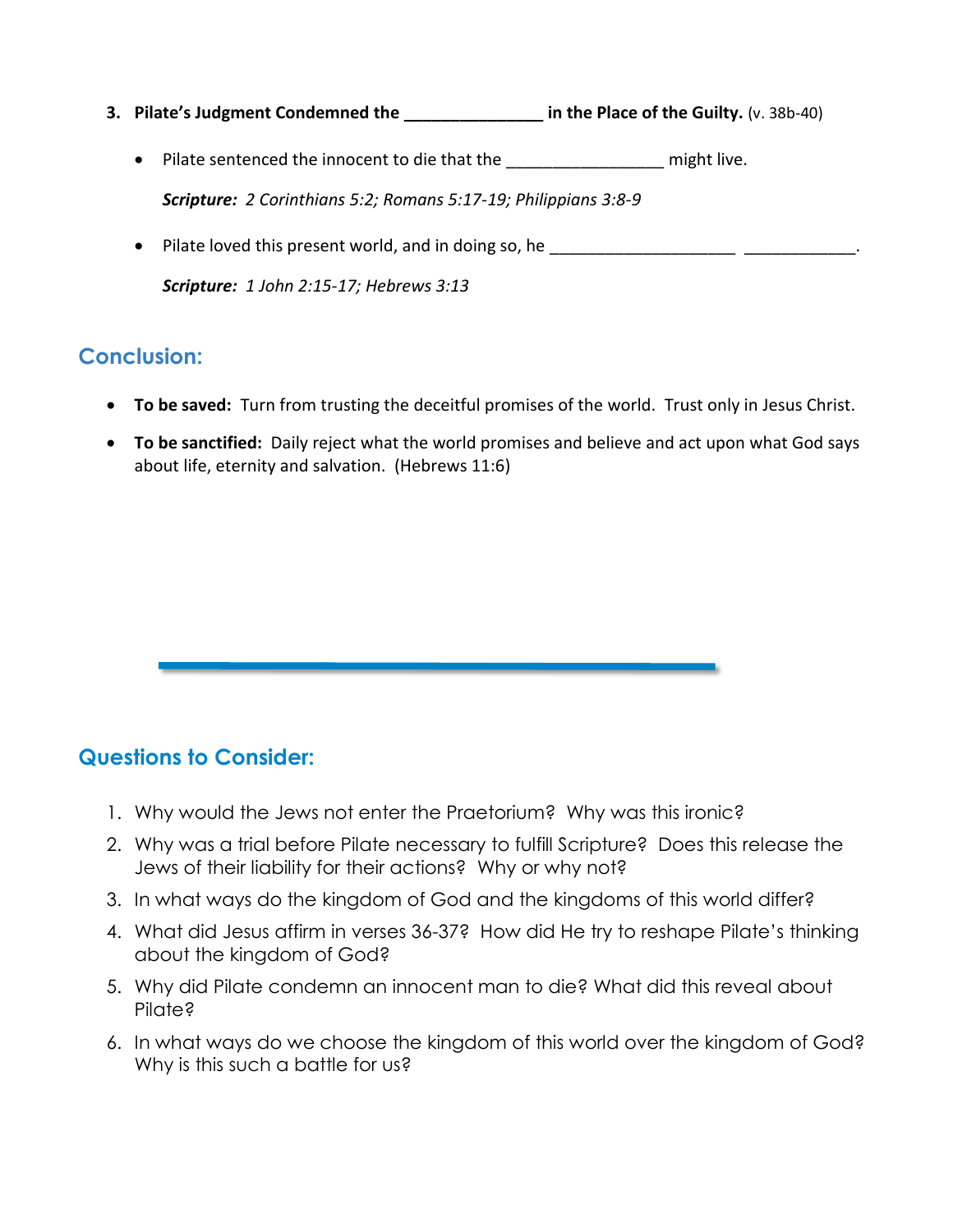3. **Pilate's Judgment Condemned the _______________ in the Place of the Guilty.** (v. 38b-40)

   - Pilate sentenced the innocent to die that the _________________ might live.

     ***Scripture:*** *2 Corinthians 5:2; Romans 5:17-19; Philippians 3:8-9*

   - Pilate loved this present world, and in doing so, he ____________________ ____________.

     ***Scripture:*** *1 John 2:15-17; Hebrews 3:13*

## Conclusion:

- **To be saved:** Turn from trusting the deceitful promises of the world. Trust only in Jesus Christ.
- **To be sanctified:** Daily reject what the world promises and believe and act upon what God says about life, eternity and salvation. (Hebrews 11:6)

---

## Questions to Consider:

1. Why would the Jews not enter the Praetorium? Why was this ironic?
2. Why was a trial before Pilate necessary to fulfill Scripture? Does this release the Jews of their liability for their actions? Why or why not?
3. In what ways do the kingdom of God and the kingdoms of this world differ?
4. What did Jesus affirm in verses 36-37? How did He try to reshape Pilate's thinking about the kingdom of God?
5. Why did Pilate condemn an innocent man to die? What did this reveal about Pilate?
6. In what ways do we choose the kingdom of this world over the kingdom of God? Why is this such a battle for us?